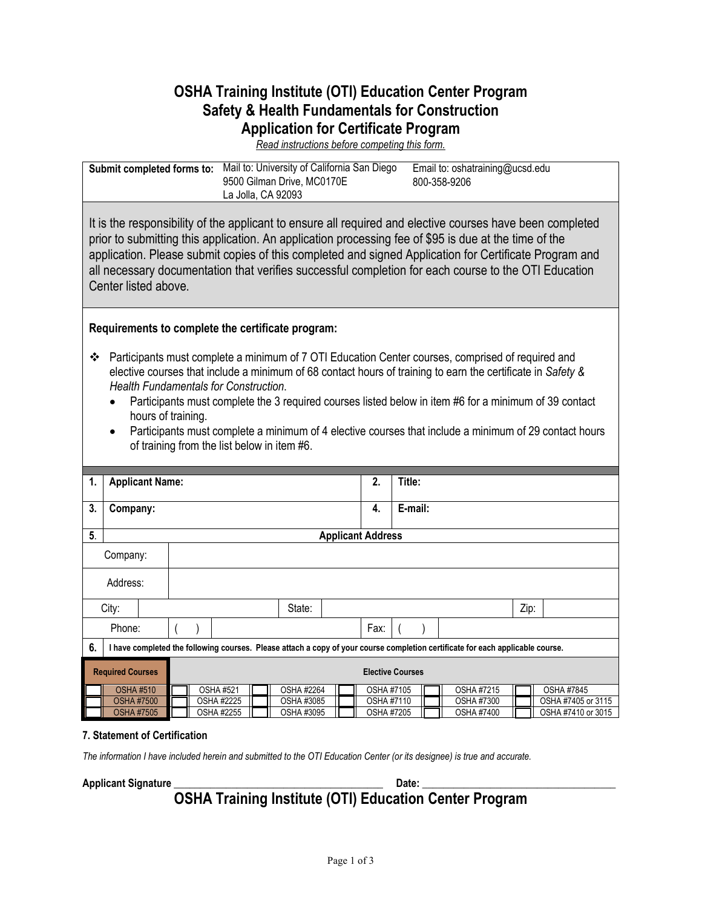# OSHA Training Institute (OTI) Education Center Program
## Safety & Health Fundamentals for Construction
## Application for Certificate Program

*Read instructions before competing this form.*

| Submit completed forms to: | Mail to: University of California San Diego<br>9500 Gilman Drive, MC0170E<br>La Jolla, CA 92093 | Email to: oshatraining@ucsd.edu<br>800-358-9206 |
|---|---|---|

It is the responsibility of the applicant to ensure all required and elective courses have been completed prior to submitting this application. An application processing fee of $95 is due at the time of the application. Please submit copies of this completed and signed Application for Certificate Program and all necessary documentation that verifies successful completion for each course to the OTI Education Center listed above.

**Requirements to complete the certificate program:**

- Participants must complete a minimum of 7 OTI Education Center courses, comprised of required and elective courses that include a minimum of 68 contact hours of training to earn the certificate in *Safety & Health Fundamentals for Construction*.
  - Participants must complete the 3 required courses listed below in item #6 for a minimum of 39 contact hours of training.
  - Participants must complete a minimum of 4 elective courses that include a minimum of 29 contact hours of training from the list below in item #6.

| 1. | **Applicant Name:** | 2. | **Title:** |
|---|---|---|---|
| 3. | **Company:** | 4. | **E-mail:** |

**5. Applicant Address**

| | | | | | |
|---|---|---|---|---|---|
| Company: | | | | | |
| Address: | | | | | |
| City: | | State: | | Zip: | |
| Phone: | (     ) | Fax: | (     ) | | |

**6.** **I have completed the following courses. Please attach a copy of your course completion certificate for each applicable course.**

| Required Courses | Elective Courses | | | | | |
|---|---|---|---|---|---|---|
| ☐ OSHA #510 | ☐ OSHA #521 | ☐ OSHA #2264 | ☐ OSHA #7105 | ☐ OSHA #7215 | ☐ OSHA #7845 |
| ☐ OSHA #7500 | ☐ OSHA #2225 | ☐ OSHA #3085 | ☐ OSHA #7110 | ☐ OSHA #7300 | ☐ OSHA #7405 or 3115 |
| ☐ OSHA #7505 | ☐ OSHA #2255 | ☐ OSHA #3095 | ☐ OSHA #7205 | ☐ OSHA #7400 | ☐ OSHA #7410 or 3015 |

**7. Statement of Certification**

*The information I have included herein and submitted to the OTI Education Center (or its designee) is true and accurate.*

**Applicant Signature** ______________________________________ **Date:** ___________________________________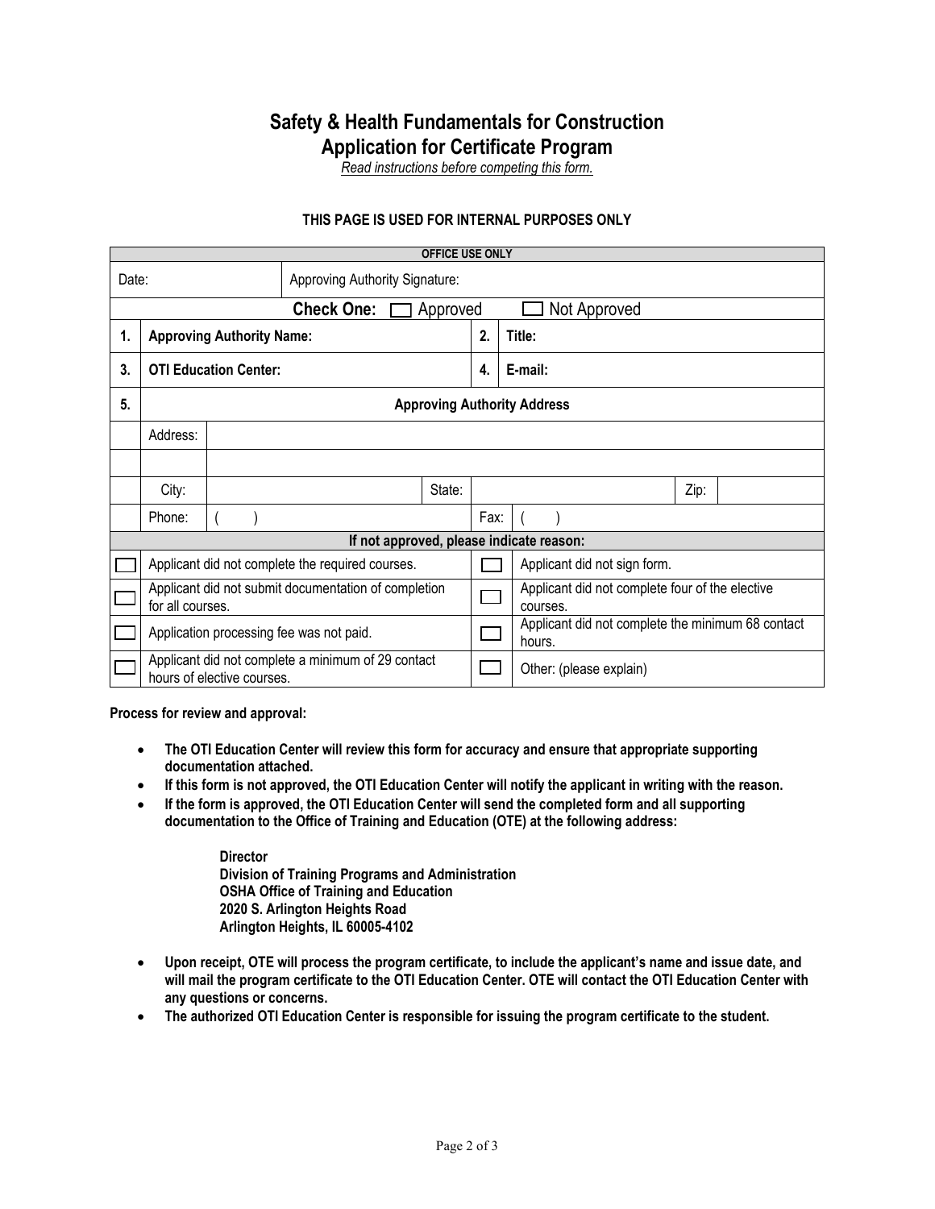# Safety & Health Fundamentals for Construction
# Application for Certificate Program

*Read instructions before competing this form.*

**THIS PAGE IS USED FOR INTERNAL PURPOSES ONLY**

| **OFFICE USE ONLY** | | | |
|---|---|---|---|
| Date: | Approving Authority Signature: | | |
| **Check One:** ☐ Approved ☐ Not Approved | | | |
| **1.** | **Approving Authority Name:** | **2.** | **Title:** |
| **3.** | **OTI Education Center:** | **4.** | **E-mail:** |
| **5.** | **Approving Authority Address** | | |
| | Address: | | |
| | | | |
| | City: | State: | Zip: |
| | Phone: ( ) | Fax: | ( ) |
| **If not approved, please indicate reason:** | | | |
| ☐ | Applicant did not complete the required courses. | ☐ | Applicant did not sign form. |
| ☐ | Applicant did not submit documentation of completion for all courses. | ☐ | Applicant did not complete four of the elective courses. |
| ☐ | Application processing fee was not paid. | ☐ | Applicant did not complete the minimum 68 contact hours. |
| ☐ | Applicant did not complete a minimum of 29 contact hours of elective courses. | ☐ | Other: (please explain) |

**Process for review and approval:**

- **The OTI Education Center will review this form for accuracy and ensure that appropriate supporting documentation attached.**
- **If this form is not approved, the OTI Education Center will notify the applicant in writing with the reason.**
- **If the form is approved, the OTI Education Center will send the completed form and all supporting documentation to the Office of Training and Education (OTE) at the following address:**

  **Director**
  **Division of Training Programs and Administration**
  **OSHA Office of Training and Education**
  **2020 S. Arlington Heights Road**
  **Arlington Heights, IL 60005-4102**

- **Upon receipt, OTE will process the program certificate, to include the applicant's name and issue date, and will mail the program certificate to the OTI Education Center. OTE will contact the OTI Education Center with any questions or concerns.**
- **The authorized OTI Education Center is responsible for issuing the program certificate to the student.**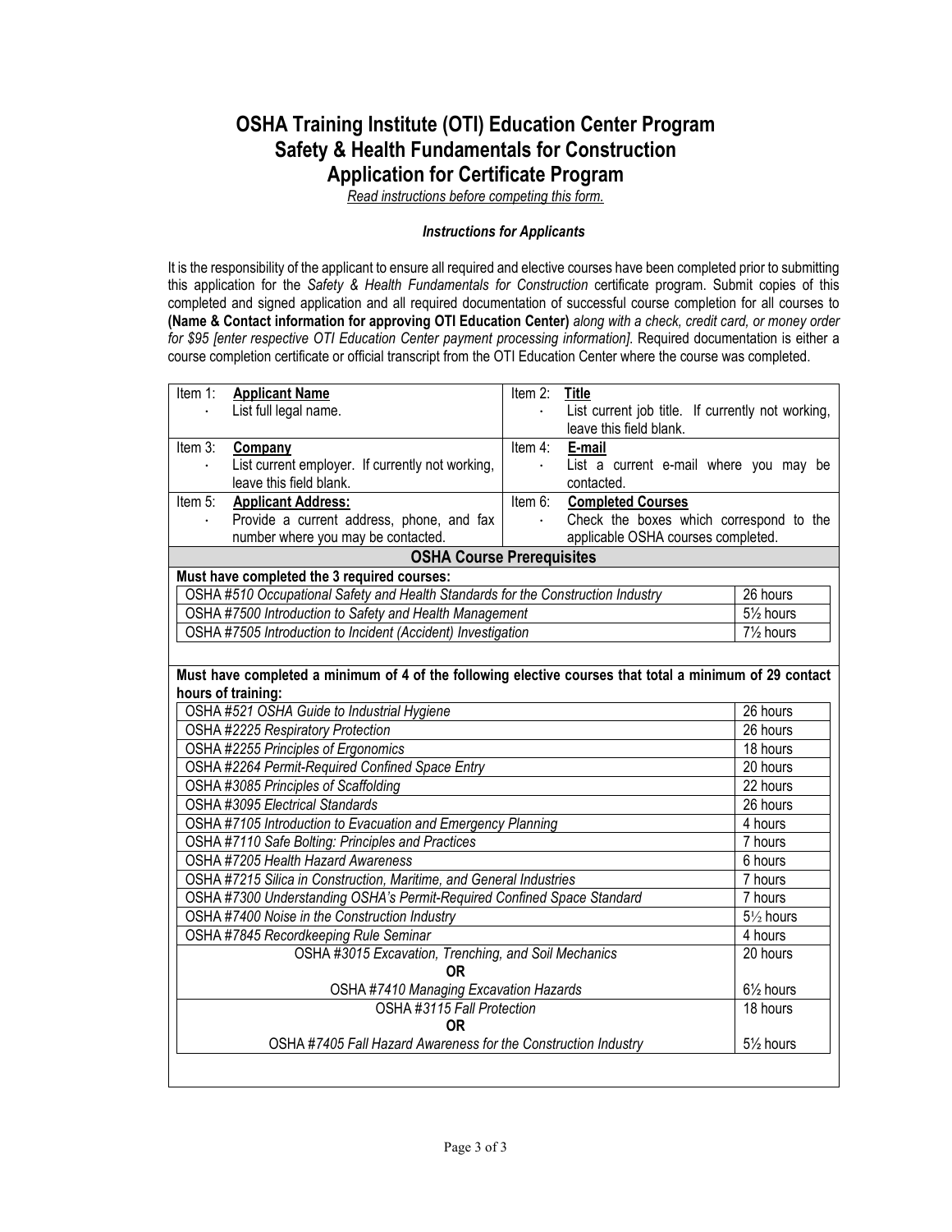# OSHA Training Institute (OTI) Education Center Program
# Safety & Health Fundamentals for Construction
# Application for Certificate Program

*Read instructions before competing this form.*

### *Instructions for Applicants*

It is the responsibility of the applicant to ensure all required and elective courses have been completed prior to submitting this application for the *Safety & Health Fundamentals for Construction* certificate program. Submit copies of this completed and signed application and all required documentation of successful course completion for all courses to **(Name & Contact information for approving OTI Education Center)** *along with a check, credit card, or money order for $95 [enter respective OTI Education Center payment processing information]*. Required documentation is either a course completion certificate or official transcript from the OTI Education Center where the course was completed.

| | |
|---|---|
| Item 1: **Applicant Name** · List full legal name. | Item 2: **Title** · List current job title. If currently not working, leave this field blank. |
| Item 3: **Company** · List current employer. If currently not working, leave this field blank. | Item 4: **E-mail** · List a current e-mail where you may be contacted. |
| Item 5: **Applicant Address:** · Provide a current address, phone, and fax number where you may be contacted. | Item 6: **Completed Courses** · Check the boxes which correspond to the applicable OSHA courses completed. |

## OSHA Course Prerequisites

**Must have completed the 3 required courses:**

| | |
|---|---|
| OSHA #*510 Occupational Safety and Health Standards for the Construction Industry* | 26 hours |
| OSHA #*7500 Introduction to Safety and Health Management* | 5½ hours |
| OSHA #*7505 Introduction to Incident (Accident) Investigation* | 7½ hours |

**Must have completed a minimum of 4 of the following elective courses that total a minimum of 29 contact hours of training:**

| | |
|---|---|
| OSHA #*521 OSHA Guide to Industrial Hygiene* | 26 hours |
| OSHA #*2225 Respiratory Protection* | 26 hours |
| OSHA #*2255 Principles of Ergonomics* | 18 hours |
| OSHA #*2264 Permit-Required Confined Space Entry* | 20 hours |
| OSHA #*3085 Principles of Scaffolding* | 22 hours |
| OSHA #*3095 Electrical Standards* | 26 hours |
| OSHA #*7105 Introduction to Evacuation and Emergency Planning* | 4 hours |
| OSHA #*7110 Safe Bolting: Principles and Practices* | 7 hours |
| OSHA #*7205 Health Hazard Awareness* | 6 hours |
| OSHA #*7215 Silica in Construction, Maritime, and General Industries* | 7 hours |
| OSHA #*7300 Understanding OSHA's Permit-Required Confined Space Standard* | 7 hours |
| OSHA #*7400 Noise in the Construction Industry* | 5½ hours |
| OSHA #*7845 Recordkeeping Rule Seminar* | 4 hours |
| OSHA #*3015 Excavation, Trenching, and Soil Mechanics* | 20 hours |
| **OR** | |
| OSHA #*7410 Managing Excavation Hazards* | 6½ hours |
| OSHA #*3115 Fall Protection* | 18 hours |
| **OR** | |
| OSHA #*7405 Fall Hazard Awareness for the Construction Industry* | 5½ hours |